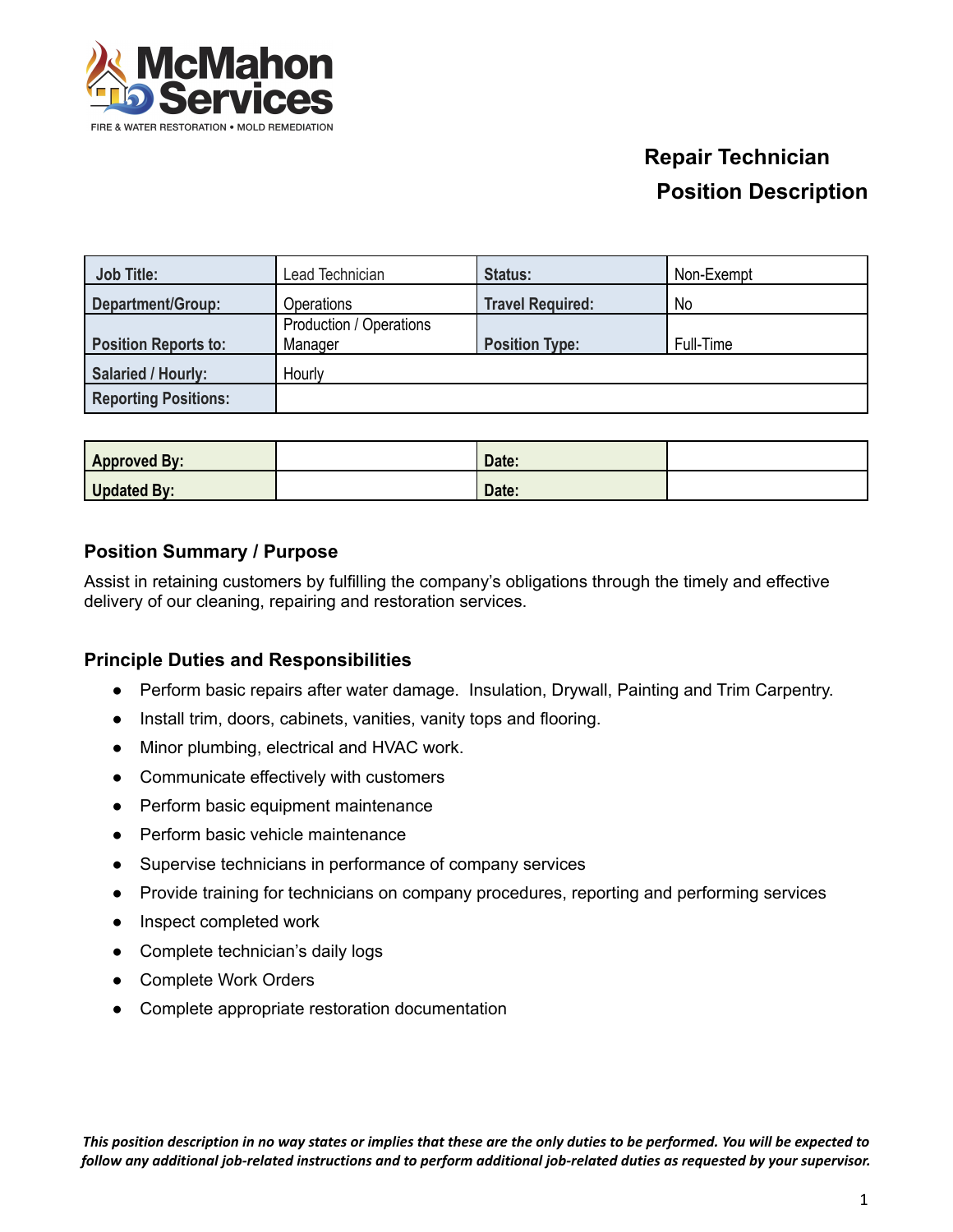McMahon Services

FIRE & WATER RESTORATION • MOLD REMEDIATION

# Repair Technician
# Position Description

| Job Title: | Lead Technician | Status: | Non-Exempt |
|---|---|---|---|
| Department/Group: | Operations | Travel Required: | No |
| Position Reports to: | Production / Operations Manager | Position Type: | Full-Time |
| Salaried / Hourly: | Hourly | | |
| Reporting Positions: | | | |

| Approved By: | | Date: | |
|---|---|---|---|
| Updated By: | | Date: | |

## Position Summary / Purpose

Assist in retaining customers by fulfilling the company's obligations through the timely and effective delivery of our cleaning, repairing and restoration services.

## Principle Duties and Responsibilities

- Perform basic repairs after water damage. Insulation, Drywall, Painting and Trim Carpentry.
- Install trim, doors, cabinets, vanities, vanity tops and flooring.
- Minor plumbing, electrical and HVAC work.
- Communicate effectively with customers
- Perform basic equipment maintenance
- Perform basic vehicle maintenance
- Supervise technicians in performance of company services
- Provide training for technicians on company procedures, reporting and performing services
- Inspect completed work
- Complete technician's daily logs
- Complete Work Orders
- Complete appropriate restoration documentation

***This position description in no way states or implies that these are the only duties to be performed. You will be expected to follow any additional job-related instructions and to perform additional job-related duties as requested by your supervisor.***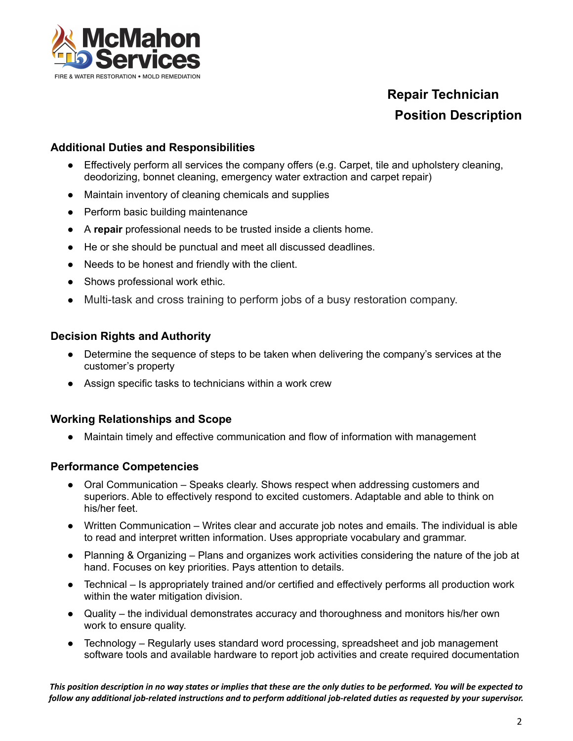# Repair Technician Position Description

## Additional Duties and Responsibilities

- Effectively perform all services the company offers (e.g. Carpet, tile and upholstery cleaning, deodorizing, bonnet cleaning, emergency water extraction and carpet repair)
- Maintain inventory of cleaning chemicals and supplies
- Perform basic building maintenance
- A **repair** professional needs to be trusted inside a clients home.
- He or she should be punctual and meet all discussed deadlines.
- Needs to be honest and friendly with the client.
- Shows professional work ethic.
- Multi-task and cross training to perform jobs of a busy restoration company.

## Decision Rights and Authority

- Determine the sequence of steps to be taken when delivering the company's services at the customer's property
- Assign specific tasks to technicians within a work crew

## Working Relationships and Scope

- Maintain timely and effective communication and flow of information with management

## Performance Competencies

- Oral Communication – Speaks clearly. Shows respect when addressing customers and superiors. Able to effectively respond to excited customers. Adaptable and able to think on his/her feet.
- Written Communication – Writes clear and accurate job notes and emails. The individual is able to read and interpret written information. Uses appropriate vocabulary and grammar.
- Planning & Organizing – Plans and organizes work activities considering the nature of the job at hand. Focuses on key priorities. Pays attention to details.
- Technical – Is appropriately trained and/or certified and effectively performs all production work within the water mitigation division.
- Quality – the individual demonstrates accuracy and thoroughness and monitors his/her own work to ensure quality.
- Technology – Regularly uses standard word processing, spreadsheet and job management software tools and available hardware to report job activities and create required documentation

***This position description in no way states or implies that these are the only duties to be performed. You will be expected to follow any additional job-related instructions and to perform additional job-related duties as requested by your supervisor.***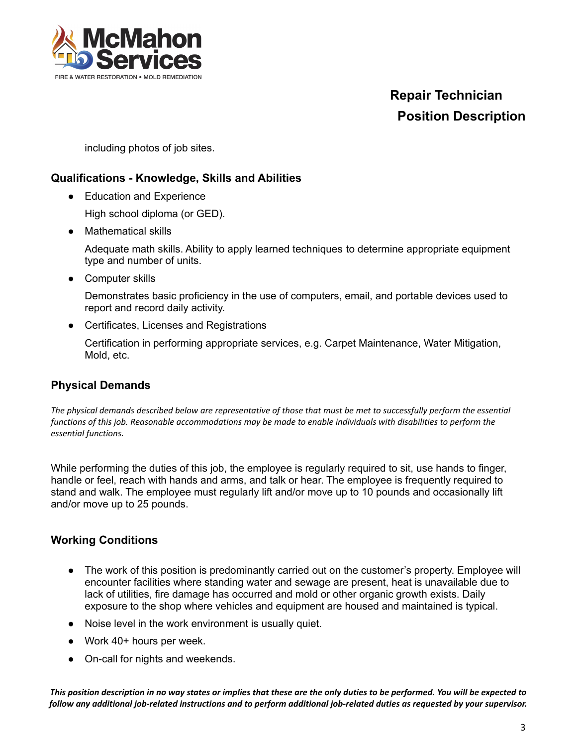including photos of job sites.

## Qualifications - Knowledge, Skills and Abilities

- Education and Experience

  High school diploma (or GED).

- Mathematical skills

  Adequate math skills. Ability to apply learned techniques to determine appropriate equipment type and number of units.

- Computer skills

  Demonstrates basic proficiency in the use of computers, email, and portable devices used to report and record daily activity.

- Certificates, Licenses and Registrations

  Certification in performing appropriate services, e.g. Carpet Maintenance, Water Mitigation, Mold, etc.

## Physical Demands

*The physical demands described below are representative of those that must be met to successfully perform the essential functions of this job. Reasonable accommodations may be made to enable individuals with disabilities to perform the essential functions.*

While performing the duties of this job, the employee is regularly required to sit, use hands to finger, handle or feel, reach with hands and arms, and talk or hear. The employee is frequently required to stand and walk. The employee must regularly lift and/or move up to 10 pounds and occasionally lift and/or move up to 25 pounds.

## Working Conditions

- The work of this position is predominantly carried out on the customer's property. Employee will encounter facilities where standing water and sewage are present, heat is unavailable due to lack of utilities, fire damage has occurred and mold or other organic growth exists. Daily exposure to the shop where vehicles and equipment are housed and maintained is typical.
- Noise level in the work environment is usually quiet.
- Work 40+ hours per week.
- On-call for nights and weekends.

***This position description in no way states or implies that these are the only duties to be performed. You will be expected to follow any additional job-related instructions and to perform additional job-related duties as requested by your supervisor.***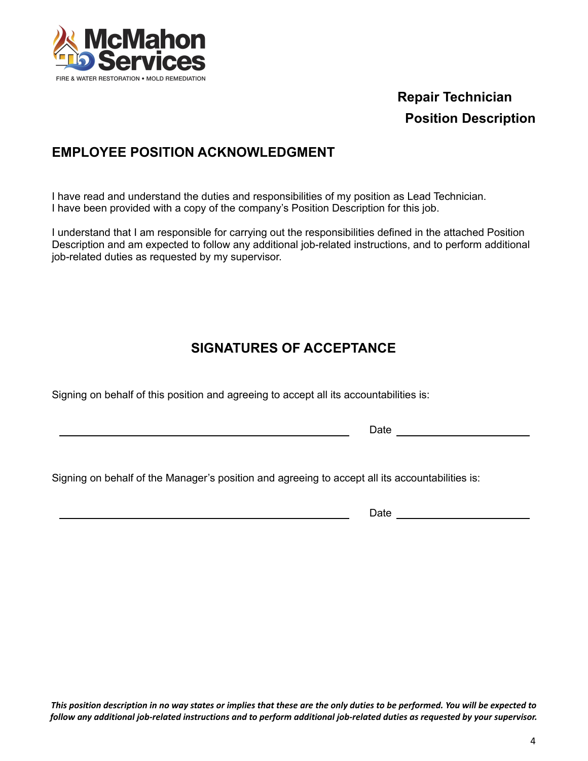McMahon Services

FIRE & WATER RESTORATION • MOLD REMEDIATION

**Repair Technician**
**Position Description**

## EMPLOYEE POSITION ACKNOWLEDGMENT

I have read and understand the duties and responsibilities of my position as Lead Technician.
I have been provided with a copy of the company's Position Description for this job.

I understand that I am responsible for carrying out the responsibilities defined in the attached Position Description and am expected to follow any additional job-related instructions, and to perform additional job-related duties as requested by my supervisor.

## SIGNATURES OF ACCEPTANCE

Signing on behalf of this position and agreeing to accept all its accountabilities is:

\_\_\_\_\_\_\_\_\_\_\_\_\_\_\_\_\_\_\_\_\_\_\_\_\_\_\_\_\_\_\_\_\_\_\_\_\_\_\_\_ Date \_\_\_\_\_\_\_\_\_\_\_\_\_\_\_\_\_\_\_\_

Signing on behalf of the Manager's position and agreeing to accept all its accountabilities is:

\_\_\_\_\_\_\_\_\_\_\_\_\_\_\_\_\_\_\_\_\_\_\_\_\_\_\_\_\_\_\_\_\_\_\_\_\_\_\_\_ Date \_\_\_\_\_\_\_\_\_\_\_\_\_\_\_\_\_\_\_\_

***This position description in no way states or implies that these are the only duties to be performed. You will be expected to follow any additional job-related instructions and to perform additional job-related duties as requested by your supervisor.***